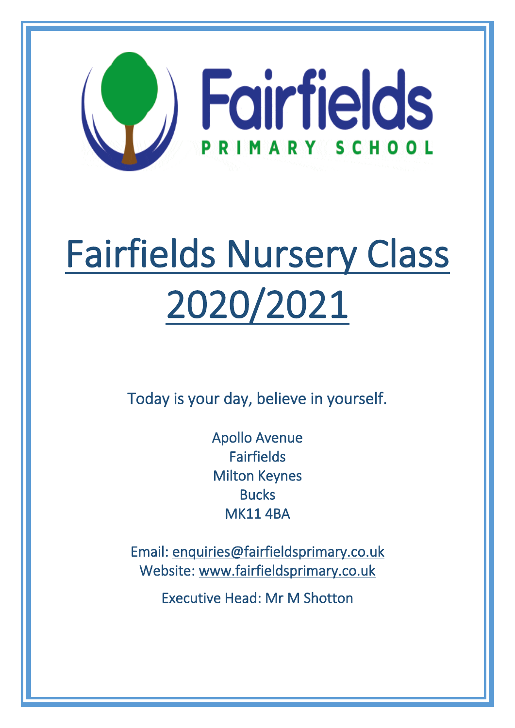Fairfields

PRIMARY SCHOOL

# Fairfields Nursery Class 2020/2021

Today is your day, believe in yourself.

Apollo Avenue
Fairfields
Milton Keynes
Bucks
MK11 4BA

Email: enquiries@fairfieldsprimary.co.uk
Website: www.fairfieldsprimary.co.uk

Executive Head: Mr M Shotton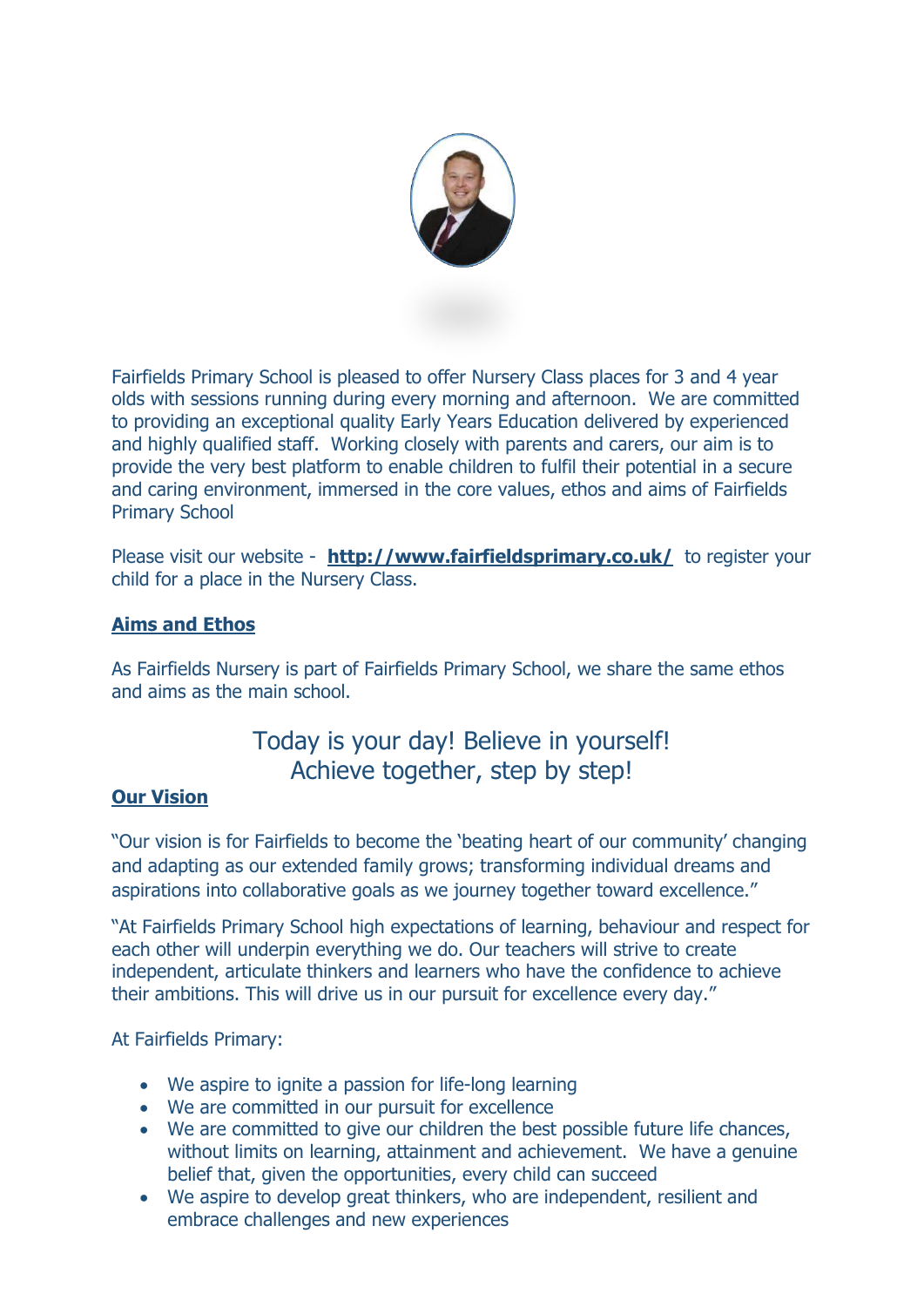Fairfields Primary School is pleased to offer Nursery Class places for 3 and 4 year olds with sessions running during every morning and afternoon. We are committed to providing an exceptional quality Early Years Education delivered by experienced and highly qualified staff. Working closely with parents and carers, our aim is to provide the very best platform to enable children to fulfil their potential in a secure and caring environment, immersed in the core values, ethos and aims of Fairfields Primary School

Please visit our website - **http://www.fairfieldsprimary.co.uk/** to register your child for a place in the Nursery Class.

## Aims and Ethos

As Fairfields Nursery is part of Fairfields Primary School, we share the same ethos and aims as the main school.

Today is your day! Believe in yourself!
Achieve together, step by step!

## Our Vision

"Our vision is for Fairfields to become the 'beating heart of our community' changing and adapting as our extended family grows; transforming individual dreams and aspirations into collaborative goals as we journey together toward excellence."

"At Fairfields Primary School high expectations of learning, behaviour and respect for each other will underpin everything we do. Our teachers will strive to create independent, articulate thinkers and learners who have the confidence to achieve their ambitions. This will drive us in our pursuit for excellence every day."

At Fairfields Primary:

- We aspire to ignite a passion for life-long learning
- We are committed in our pursuit for excellence
- We are committed to give our children the best possible future life chances, without limits on learning, attainment and achievement. We have a genuine belief that, given the opportunities, every child can succeed
- We aspire to develop great thinkers, who are independent, resilient and embrace challenges and new experiences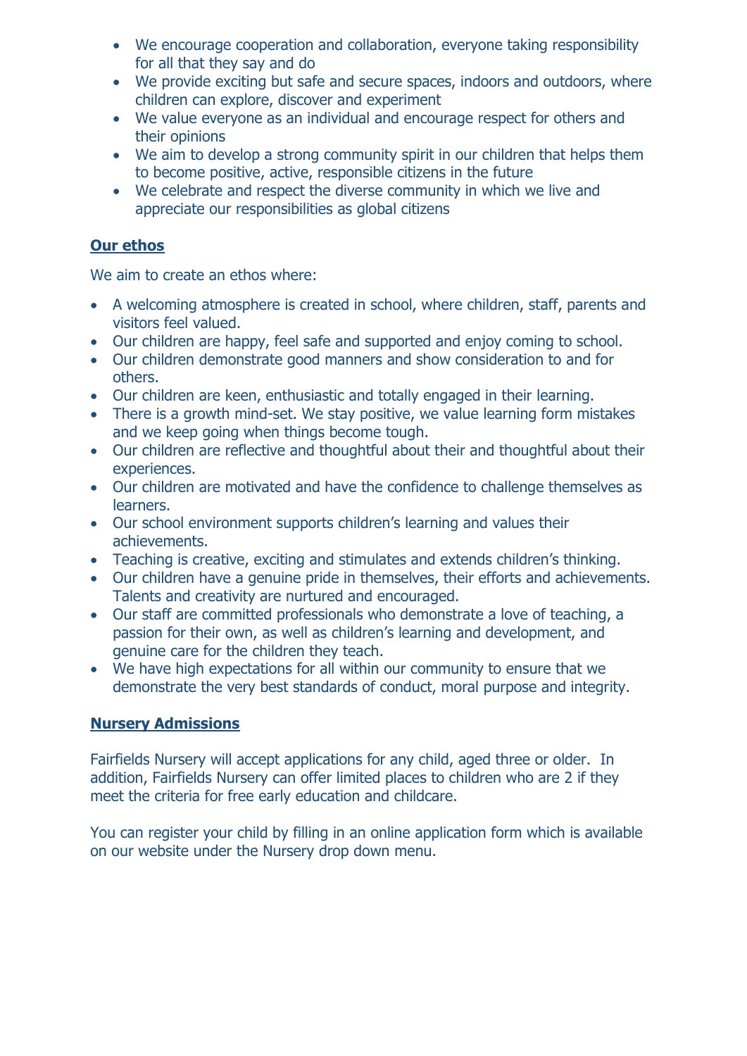- We encourage cooperation and collaboration, everyone taking responsibility for all that they say and do
- We provide exciting but safe and secure spaces, indoors and outdoors, where children can explore, discover and experiment
- We value everyone as an individual and encourage respect for others and their opinions
- We aim to develop a strong community spirit in our children that helps them to become positive, active, responsible citizens in the future
- We celebrate and respect the diverse community in which we live and appreciate our responsibilities as global citizens

## Our ethos

We aim to create an ethos where:

- A welcoming atmosphere is created in school, where children, staff, parents and visitors feel valued.
- Our children are happy, feel safe and supported and enjoy coming to school.
- Our children demonstrate good manners and show consideration to and for others.
- Our children are keen, enthusiastic and totally engaged in their learning.
- There is a growth mind-set. We stay positive, we value learning form mistakes and we keep going when things become tough.
- Our children are reflective and thoughtful about their and thoughtful about their experiences.
- Our children are motivated and have the confidence to challenge themselves as learners.
- Our school environment supports children's learning and values their achievements.
- Teaching is creative, exciting and stimulates and extends children's thinking.
- Our children have a genuine pride in themselves, their efforts and achievements. Talents and creativity are nurtured and encouraged.
- Our staff are committed professionals who demonstrate a love of teaching, a passion for their own, as well as children's learning and development, and genuine care for the children they teach.
- We have high expectations for all within our community to ensure that we demonstrate the very best standards of conduct, moral purpose and integrity.

## Nursery Admissions

Fairfields Nursery will accept applications for any child, aged three or older. In addition, Fairfields Nursery can offer limited places to children who are 2 if they meet the criteria for free early education and childcare.

You can register your child by filling in an online application form which is available on our website under the Nursery drop down menu.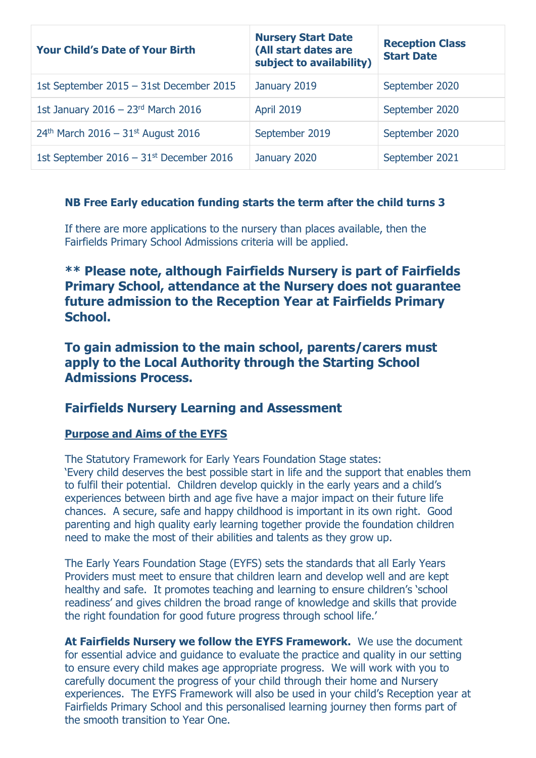| Your Child's Date of Your Birth | Nursery Start Date (All start dates are subject to availability) | Reception Class Start Date |
|---|---|---|
| 1st September 2015 – 31st December 2015 | January 2019 | September 2020 |
| 1st January 2016 – 23rd March 2016 | April 2019 | September 2020 |
| 24th March 2016 – 31st August 2016 | September 2019 | September 2020 |
| 1st September 2016 – 31st December 2016 | January 2020 | September 2021 |

**NB Free Early education funding starts the term after the child turns 3**

If there are more applications to the nursery than places available, then the Fairfields Primary School Admissions criteria will be applied.

### ** Please note, although Fairfields Nursery is part of Fairfields Primary School, attendance at the Nursery does not guarantee future admission to the Reception Year at Fairfields Primary School.

### To gain admission to the main school, parents/carers must apply to the Local Authority through the Starting School Admissions Process.

## Fairfields Nursery Learning and Assessment

**Purpose and Aims of the EYFS**

The Statutory Framework for Early Years Foundation Stage states:
'Every child deserves the best possible start in life and the support that enables them to fulfil their potential. Children develop quickly in the early years and a child's experiences between birth and age five have a major impact on their future life chances. A secure, safe and happy childhood is important in its own right. Good parenting and high quality early learning together provide the foundation children need to make the most of their abilities and talents as they grow up.

The Early Years Foundation Stage (EYFS) sets the standards that all Early Years Providers must meet to ensure that children learn and develop well and are kept healthy and safe. It promotes teaching and learning to ensure children's 'school readiness' and gives children the broad range of knowledge and skills that provide the right foundation for good future progress through school life.'

**At Fairfields Nursery we follow the EYFS Framework.** We use the document for essential advice and guidance to evaluate the practice and quality in our setting to ensure every child makes age appropriate progress. We will work with you to carefully document the progress of your child through their home and Nursery experiences. The EYFS Framework will also be used in your child's Reception year at Fairfields Primary School and this personalised learning journey then forms part of the smooth transition to Year One.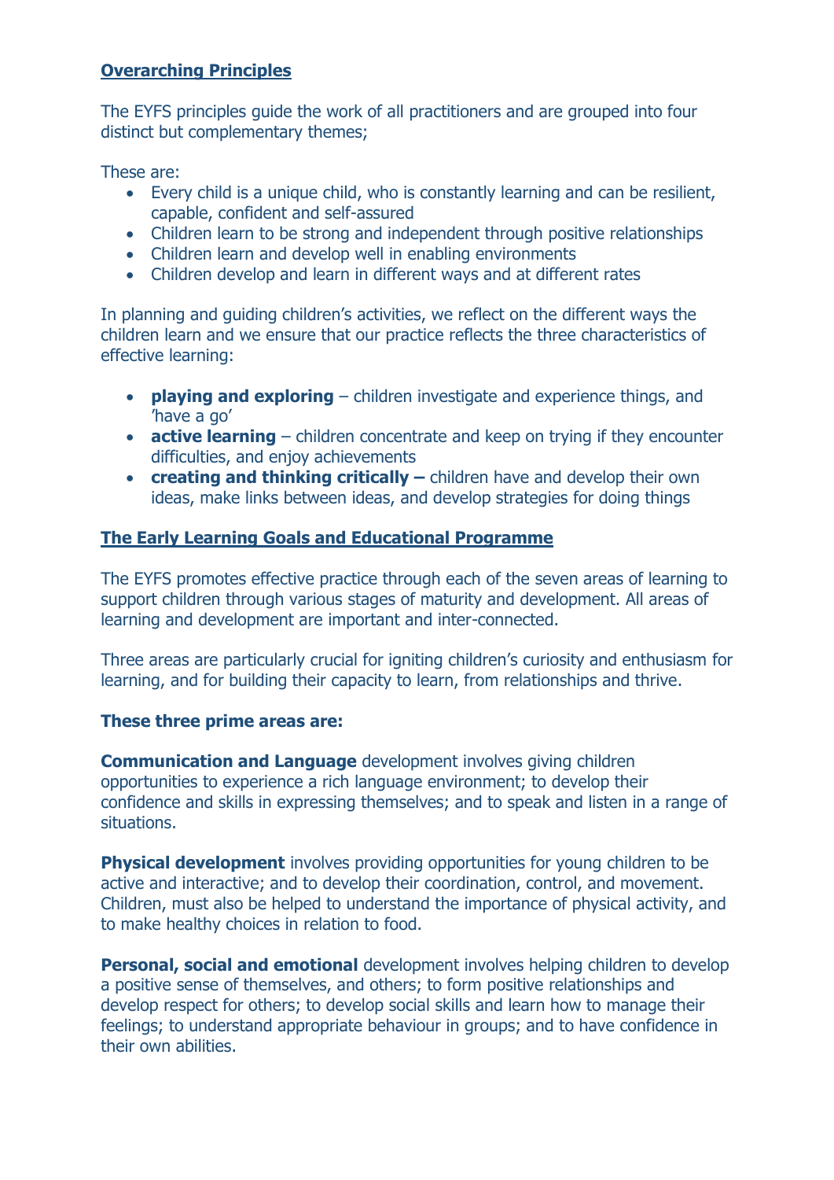**Overarching Principles**

The EYFS principles guide the work of all practitioners and are grouped into four distinct but complementary themes;

These are:

- Every child is a unique child, who is constantly learning and can be resilient, capable, confident and self-assured
- Children learn to be strong and independent through positive relationships
- Children learn and develop well in enabling environments
- Children develop and learn in different ways and at different rates

In planning and guiding children's activities, we reflect on the different ways the children learn and we ensure that our practice reflects the three characteristics of effective learning:

- **playing and exploring** – children investigate and experience things, and 'have a go'
- **active learning** – children concentrate and keep on trying if they encounter difficulties, and enjoy achievements
- **creating and thinking critically –** children have and develop their own ideas, make links between ideas, and develop strategies for doing things

**The Early Learning Goals and Educational Programme**

The EYFS promotes effective practice through each of the seven areas of learning to support children through various stages of maturity and development. All areas of learning and development are important and inter-connected.

Three areas are particularly crucial for igniting children's curiosity and enthusiasm for learning, and for building their capacity to learn, from relationships and thrive.

**These three prime areas are:**

**Communication and Language** development involves giving children opportunities to experience a rich language environment; to develop their confidence and skills in expressing themselves; and to speak and listen in a range of situations.

**Physical development** involves providing opportunities for young children to be active and interactive; and to develop their coordination, control, and movement. Children, must also be helped to understand the importance of physical activity, and to make healthy choices in relation to food.

**Personal, social and emotional** development involves helping children to develop a positive sense of themselves, and others; to form positive relationships and develop respect for others; to develop social skills and learn how to manage their feelings; to understand appropriate behaviour in groups; and to have confidence in their own abilities.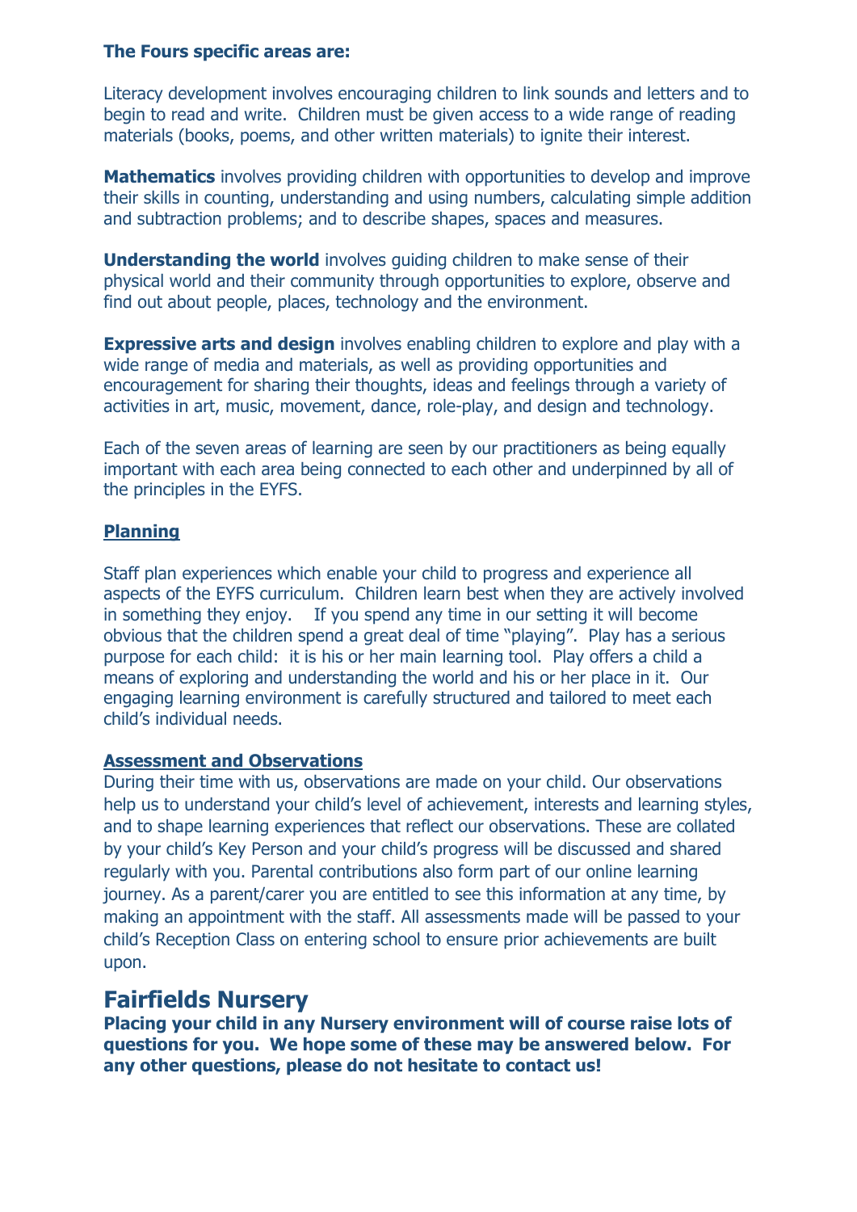**The Fours specific areas are:**

Literacy development involves encouraging children to link sounds and letters and to begin to read and write. Children must be given access to a wide range of reading materials (books, poems, and other written materials) to ignite their interest.

**Mathematics** involves providing children with opportunities to develop and improve their skills in counting, understanding and using numbers, calculating simple addition and subtraction problems; and to describe shapes, spaces and measures.

**Understanding the world** involves guiding children to make sense of their physical world and their community through opportunities to explore, observe and find out about people, places, technology and the environment.

**Expressive arts and design** involves enabling children to explore and play with a wide range of media and materials, as well as providing opportunities and encouragement for sharing their thoughts, ideas and feelings through a variety of activities in art, music, movement, dance, role-play, and design and technology.

Each of the seven areas of learning are seen by our practitioners as being equally important with each area being connected to each other and underpinned by all of the principles in the EYFS.

**Planning**

Staff plan experiences which enable your child to progress and experience all aspects of the EYFS curriculum. Children learn best when they are actively involved in something they enjoy. If you spend any time in our setting it will become obvious that the children spend a great deal of time "playing". Play has a serious purpose for each child: it is his or her main learning tool. Play offers a child a means of exploring and understanding the world and his or her place in it. Our engaging learning environment is carefully structured and tailored to meet each child's individual needs.

**Assessment and Observations**

During their time with us, observations are made on your child. Our observations help us to understand your child's level of achievement, interests and learning styles, and to shape learning experiences that reflect our observations. These are collated by your child's Key Person and your child's progress will be discussed and shared regularly with you. Parental contributions also form part of our online learning journey. As a parent/carer you are entitled to see this information at any time, by making an appointment with the staff. All assessments made will be passed to your child's Reception Class on entering school to ensure prior achievements are built upon.

## Fairfields Nursery

**Placing your child in any Nursery environment will of course raise lots of questions for you. We hope some of these may be answered below. For any other questions, please do not hesitate to contact us!**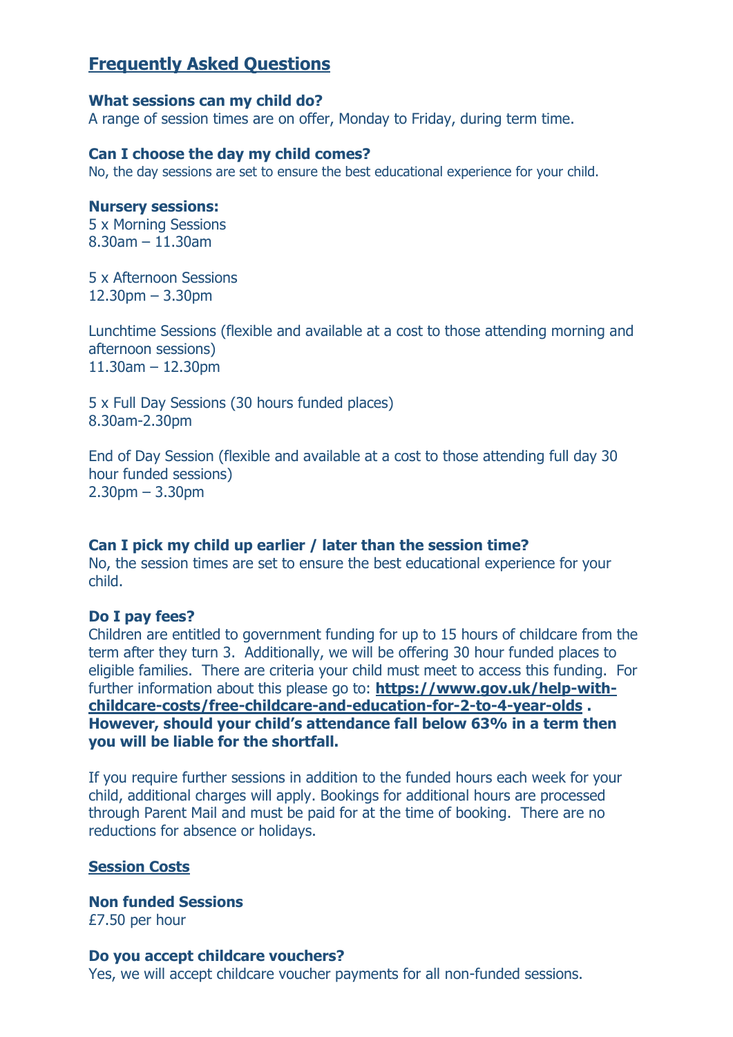## Frequently Asked Questions

**What sessions can my child do?**
A range of session times are on offer, Monday to Friday, during term time.

**Can I choose the day my child comes?**
No, the day sessions are set to ensure the best educational experience for your child.

**Nursery sessions:**
5 x Morning Sessions
8.30am – 11.30am

5 x Afternoon Sessions
12.30pm – 3.30pm

Lunchtime Sessions (flexible and available at a cost to those attending morning and afternoon sessions)
11.30am – 12.30pm

5 x Full Day Sessions (30 hours funded places)
8.30am-2.30pm

End of Day Session (flexible and available at a cost to those attending full day 30 hour funded sessions)
2.30pm – 3.30pm

**Can I pick my child up earlier / later than the session time?**
No, the session times are set to ensure the best educational experience for your child.

**Do I pay fees?**
Children are entitled to government funding for up to 15 hours of childcare from the term after they turn 3. Additionally, we will be offering 30 hour funded places to eligible families. There are criteria your child must meet to access this funding. For further information about this please go to: **https://www.gov.uk/help-with-childcare-costs/free-childcare-and-education-for-2-to-4-year-olds . However, should your child's attendance fall below 63% in a term then you will be liable for the shortfall.**

If you require further sessions in addition to the funded hours each week for your child, additional charges will apply. Bookings for additional hours are processed through Parent Mail and must be paid for at the time of booking. There are no reductions for absence or holidays.

**Session Costs**

**Non funded Sessions**
£7.50 per hour

**Do you accept childcare vouchers?**
Yes, we will accept childcare voucher payments for all non-funded sessions.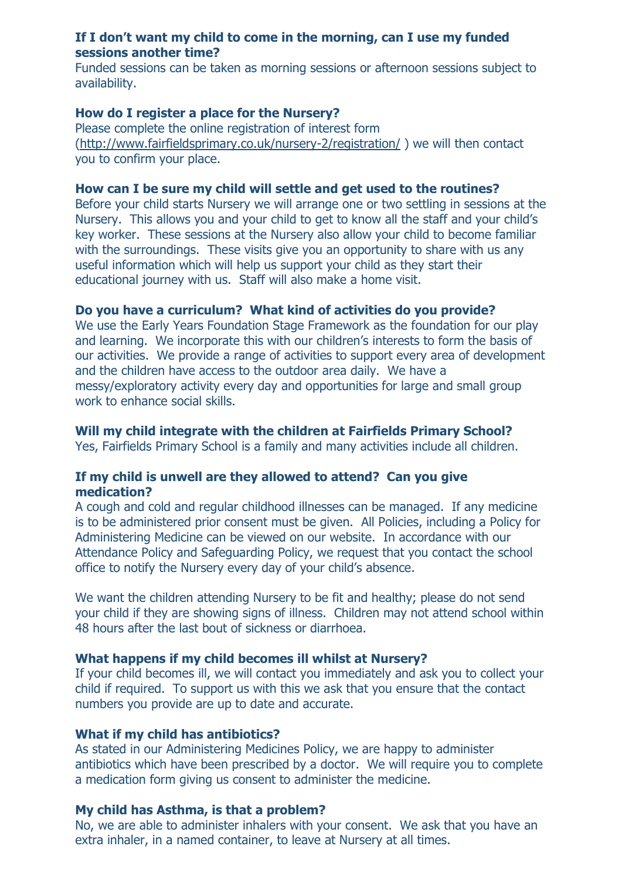**If I don't want my child to come in the morning, can I use my funded sessions another time?**
Funded sessions can be taken as morning sessions or afternoon sessions subject to availability.

**How do I register a place for the Nursery?**
Please complete the online registration of interest form (http://www.fairfieldsprimary.co.uk/nursery-2/registration/ ) we will then contact you to confirm your place.

**How can I be sure my child will settle and get used to the routines?**
Before your child starts Nursery we will arrange one or two settling in sessions at the Nursery. This allows you and your child to get to know all the staff and your child's key worker. These sessions at the Nursery also allow your child to become familiar with the surroundings. These visits give you an opportunity to share with us any useful information which will help us support your child as they start their educational journey with us. Staff will also make a home visit.

**Do you have a curriculum? What kind of activities do you provide?**
We use the Early Years Foundation Stage Framework as the foundation for our play and learning. We incorporate this with our children's interests to form the basis of our activities. We provide a range of activities to support every area of development and the children have access to the outdoor area daily. We have a messy/exploratory activity every day and opportunities for large and small group work to enhance social skills.

**Will my child integrate with the children at Fairfields Primary School?**
Yes, Fairfields Primary School is a family and many activities include all children.

**If my child is unwell are they allowed to attend? Can you give medication?**
A cough and cold and regular childhood illnesses can be managed. If any medicine is to be administered prior consent must be given. All Policies, including a Policy for Administering Medicine can be viewed on our website. In accordance with our Attendance Policy and Safeguarding Policy, we request that you contact the school office to notify the Nursery every day of your child's absence.

We want the children attending Nursery to be fit and healthy; please do not send your child if they are showing signs of illness. Children may not attend school within 48 hours after the last bout of sickness or diarrhoea.

**What happens if my child becomes ill whilst at Nursery?**
If your child becomes ill, we will contact you immediately and ask you to collect your child if required. To support us with this we ask that you ensure that the contact numbers you provide are up to date and accurate.

**What if my child has antibiotics?**
As stated in our Administering Medicines Policy, we are happy to administer antibiotics which have been prescribed by a doctor. We will require you to complete a medication form giving us consent to administer the medicine.

**My child has Asthma, is that a problem?**
No, we are able to administer inhalers with your consent. We ask that you have an extra inhaler, in a named container, to leave at Nursery at all times.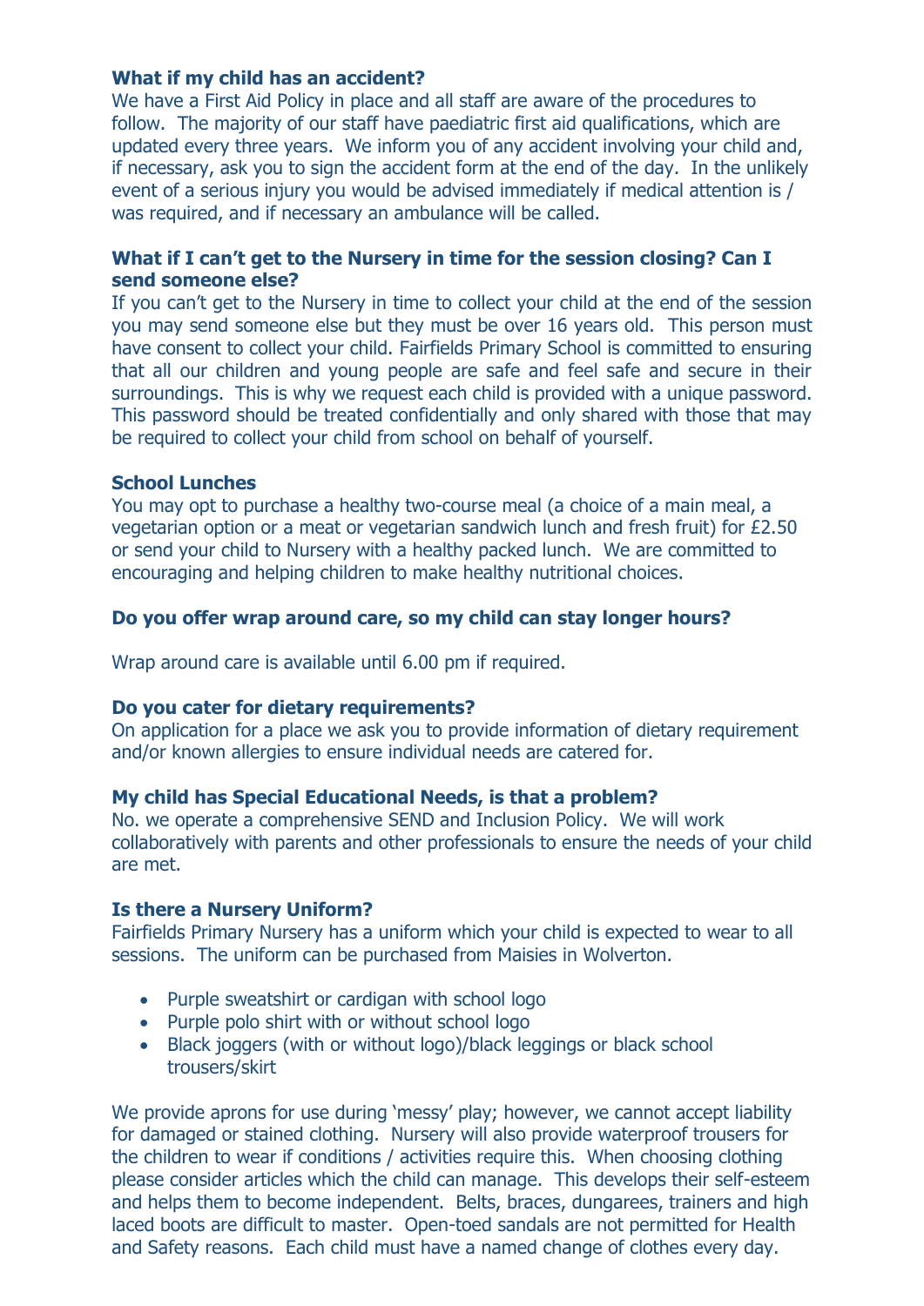### What if my child has an accident?

We have a First Aid Policy in place and all staff are aware of the procedures to follow. The majority of our staff have paediatric first aid qualifications, which are updated every three years. We inform you of any accident involving your child and, if necessary, ask you to sign the accident form at the end of the day. In the unlikely event of a serious injury you would be advised immediately if medical attention is / was required, and if necessary an ambulance will be called.

### What if I can't get to the Nursery in time for the session closing? Can I send someone else?

If you can't get to the Nursery in time to collect your child at the end of the session you may send someone else but they must be over 16 years old. This person must have consent to collect your child. Fairfields Primary School is committed to ensuring that all our children and young people are safe and feel safe and secure in their surroundings. This is why we request each child is provided with a unique password. This password should be treated confidentially and only shared with those that may be required to collect your child from school on behalf of yourself.

### School Lunches

You may opt to purchase a healthy two-course meal (a choice of a main meal, a vegetarian option or a meat or vegetarian sandwich lunch and fresh fruit) for £2.50 or send your child to Nursery with a healthy packed lunch. We are committed to encouraging and helping children to make healthy nutritional choices.

### Do you offer wrap around care, so my child can stay longer hours?

Wrap around care is available until 6.00 pm if required.

### Do you cater for dietary requirements?

On application for a place we ask you to provide information of dietary requirement and/or known allergies to ensure individual needs are catered for.

### My child has Special Educational Needs, is that a problem?

No. we operate a comprehensive SEND and Inclusion Policy. We will work collaboratively with parents and other professionals to ensure the needs of your child are met.

### Is there a Nursery Uniform?

Fairfields Primary Nursery has a uniform which your child is expected to wear to all sessions. The uniform can be purchased from Maisies in Wolverton.

- Purple sweatshirt or cardigan with school logo
- Purple polo shirt with or without school logo
- Black joggers (with or without logo)/black leggings or black school trousers/skirt

We provide aprons for use during 'messy' play; however, we cannot accept liability for damaged or stained clothing. Nursery will also provide waterproof trousers for the children to wear if conditions / activities require this. When choosing clothing please consider articles which the child can manage. This develops their self-esteem and helps them to become independent. Belts, braces, dungarees, trainers and high laced boots are difficult to master. Open-toed sandals are not permitted for Health and Safety reasons. Each child must have a named change of clothes every day.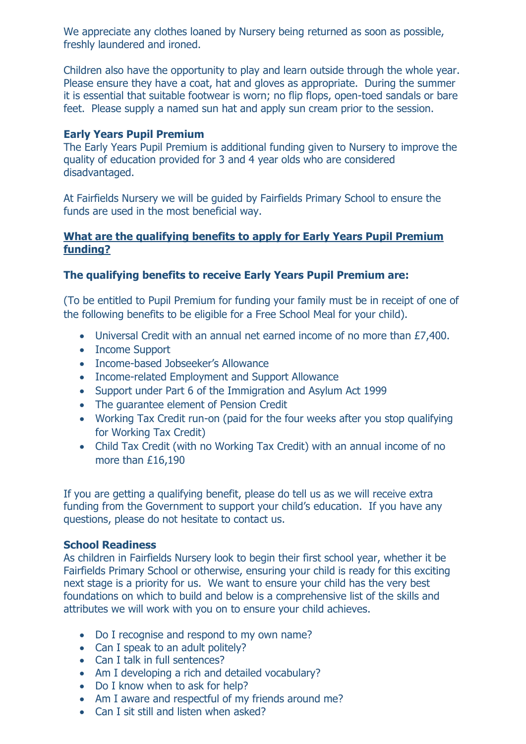We appreciate any clothes loaned by Nursery being returned as soon as possible, freshly laundered and ironed.

Children also have the opportunity to play and learn outside through the whole year. Please ensure they have a coat, hat and gloves as appropriate. During the summer it is essential that suitable footwear is worn; no flip flops, open-toed sandals or bare feet. Please supply a named sun hat and apply sun cream prior to the session.

### Early Years Pupil Premium

The Early Years Pupil Premium is additional funding given to Nursery to improve the quality of education provided for 3 and 4 year olds who are considered disadvantaged.

At Fairfields Nursery we will be guided by Fairfields Primary School to ensure the funds are used in the most beneficial way.

**<u>What are the qualifying benefits to apply for Early Years Pupil Premium funding?</u>**

**The qualifying benefits to receive Early Years Pupil Premium are:**

(To be entitled to Pupil Premium for funding your family must be in receipt of one of the following benefits to be eligible for a Free School Meal for your child).

- Universal Credit with an annual net earned income of no more than £7,400.
- Income Support
- Income-based Jobseeker's Allowance
- Income-related Employment and Support Allowance
- Support under Part 6 of the Immigration and Asylum Act 1999
- The guarantee element of Pension Credit
- Working Tax Credit run-on (paid for the four weeks after you stop qualifying for Working Tax Credit)
- Child Tax Credit (with no Working Tax Credit) with an annual income of no more than £16,190

If you are getting a qualifying benefit, please do tell us as we will receive extra funding from the Government to support your child's education. If you have any questions, please do not hesitate to contact us.

### School Readiness

As children in Fairfields Nursery look to begin their first school year, whether it be Fairfields Primary School or otherwise, ensuring your child is ready for this exciting next stage is a priority for us. We want to ensure your child has the very best foundations on which to build and below is a comprehensive list of the skills and attributes we will work with you on to ensure your child achieves.

- Do I recognise and respond to my own name?
- Can I speak to an adult politely?
- Can I talk in full sentences?
- Am I developing a rich and detailed vocabulary?
- Do I know when to ask for help?
- Am I aware and respectful of my friends around me?
- Can I sit still and listen when asked?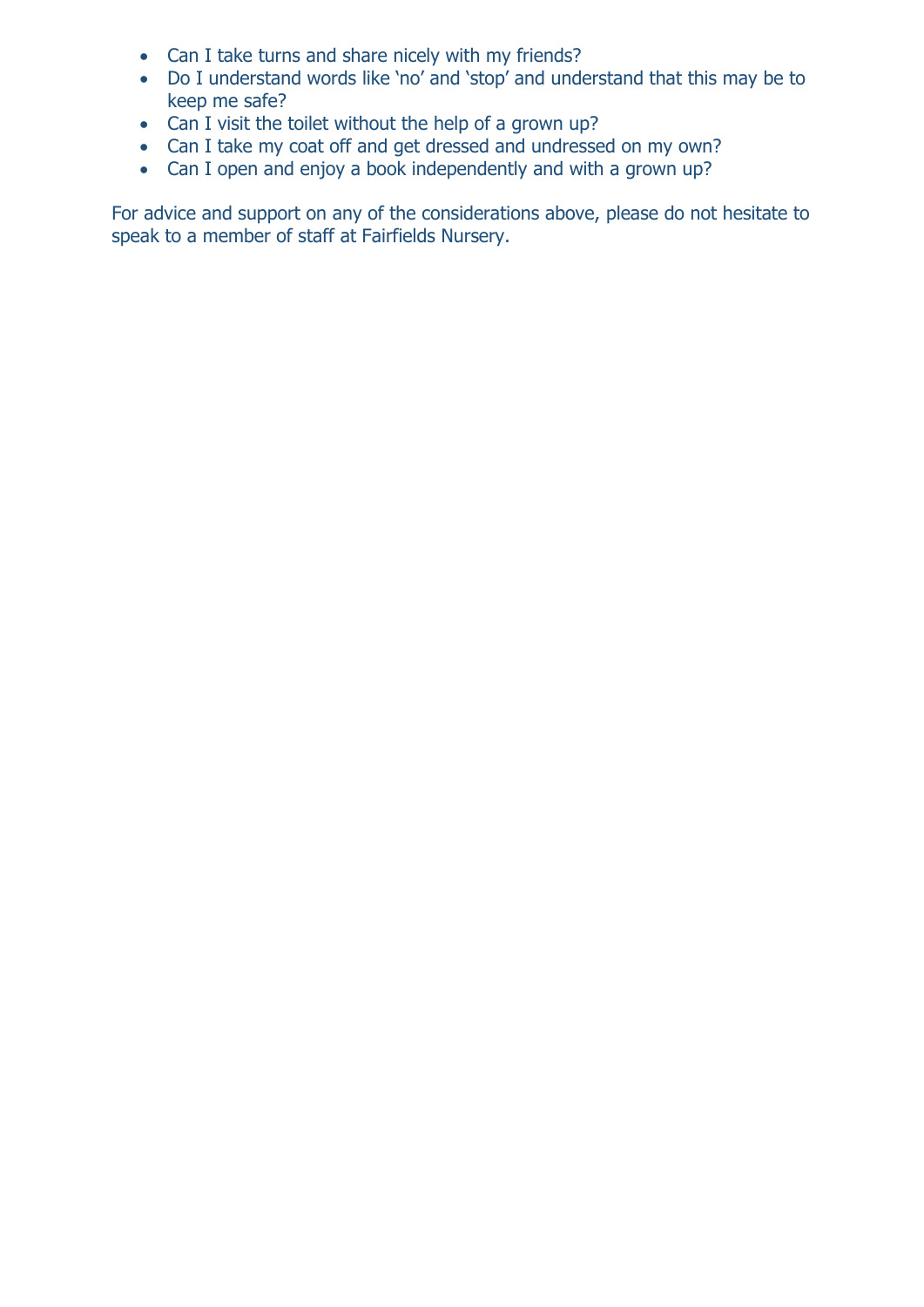- Can I take turns and share nicely with my friends?
- Do I understand words like 'no' and 'stop' and understand that this may be to keep me safe?
- Can I visit the toilet without the help of a grown up?
- Can I take my coat off and get dressed and undressed on my own?
- Can I open and enjoy a book independently and with a grown up?

For advice and support on any of the considerations above, please do not hesitate to speak to a member of staff at Fairfields Nursery.